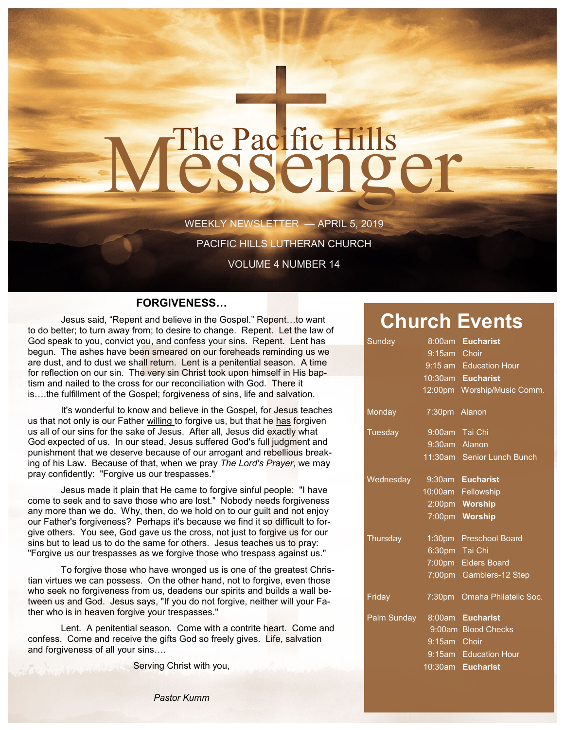# The Pacific Hills Messenger

WEEKLY NEWSLETTER — APRIL 5, 2019

PACIFIC HILLS LUTHERAN CHURCH

VOLUME 4 NUMBER 14

## FORGIVENESS…

Jesus said, "Repent and believe in the Gospel." Repent…to want to do better; to turn away from; to desire to change. Repent. Let the law of God speak to you, convict you, and confess your sins. Repent. Lent has begun. The ashes have been smeared on our foreheads reminding us we are dust, and to dust we shall return. Lent is a penitential season. A time for reflection on our sin. The very sin Christ took upon himself in His baptism and nailed to the cross for our reconciliation with God. There it is….the fulfillment of the Gospel; forgiveness of sins, life and salvation.

It's wonderful to know and believe in the Gospel, for Jesus teaches us that not only is our Father willing to forgive us, but that he has forgiven us all of our sins for the sake of Jesus. After all, Jesus did exactly what God expected of us. In our stead, Jesus suffered God's full judgment and punishment that we deserve because of our arrogant and rebellious breaking of his Law. Because of that, when we pray *The Lord's Prayer*, we may pray confidently: "Forgive us our trespasses."

Jesus made it plain that He came to forgive sinful people: "I have come to seek and to save those who are lost." Nobody needs forgiveness any more than we do. Why, then, do we hold on to our guilt and not enjoy our Father's forgiveness? Perhaps it's because we find it so difficult to forgive others. You see, God gave us the cross, not just to forgive us for our sins but to lead us to do the same for others. Jesus teaches us to pray: "Forgive us our trespasses as we forgive those who trespass against us."

To forgive those who have wronged us is one of the greatest Christian virtues we can possess. On the other hand, not to forgive, even those who seek no forgiveness from us, deadens our spirits and builds a wall between us and God. Jesus says, "If you do not forgive, neither will your Father who is in heaven forgive your trespasses."

Lent. A penitential season. Come with a contrite heart. Come and confess. Come and receive the gifts God so freely gives. Life, salvation and forgiveness of all your sins….

Serving Christ with you,

*Pastor Kumm*

## Church Events

| Day | Time | Event |
|---|---|---|
| Sunday | 8:00am | **Eucharist** |
| | 9:15am | Choir |
| | 9:15 am | Education Hour |
| | 10:30am | **Eucharist** |
| | 12:00pm | Worship/Music Comm. |
| Monday | 7:30pm | Alanon |
| Tuesday | 9:00am | Tai Chi |
| | 9:30am | Alanon |
| | 11:30am | Senior Lunch Bunch |
| Wednesday | 9:30am | **Eucharist** |
| | 10:00am | Fellowship |
| | 2:00pm | **Worship** |
| | 7:00pm | **Worship** |
| Thursday | 1:30pm | Preschool Board |
| | 6:30pm | Tai Chi |
| | 7:00pm | Elders Board |
| | 7:00pm | Gamblers-12 Step |
| Friday | 7:30pm | Omaha Philatelic Soc. |
| Palm Sunday | 8:00am | **Eucharist** |
| | 9:00am | Blood Checks |
| | 9:15am | Choir |
| | 9:15am | Education Hour |
| | 10:30am | **Eucharist** |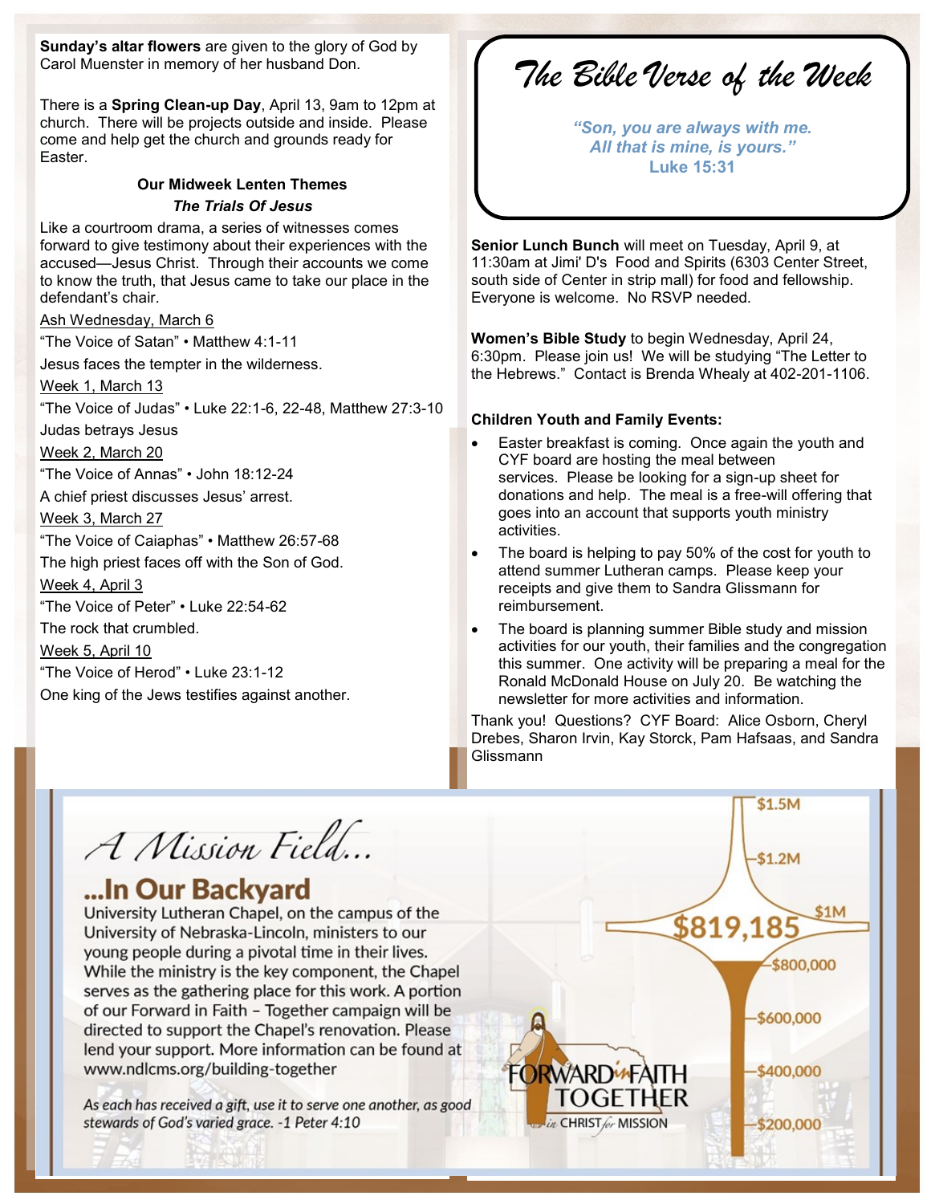**Sunday's altar flowers** are given to the glory of God by Carol Muenster in memory of her husband Don.

There is a **Spring Clean-up Day**, April 13, 9am to 12pm at church. There will be projects outside and inside. Please come and help get the church and grounds ready for Easter.

### Our Midweek Lenten Themes

***The Trials Of Jesus***

Like a courtroom drama, a series of witnesses comes forward to give testimony about their experiences with the accused—Jesus Christ. Through their accounts we come to know the truth, that Jesus came to take our place in the defendant's chair.

Ash Wednesday, March 6

"The Voice of Satan" • Matthew 4:1-11

Jesus faces the tempter in the wilderness.

Week 1, March 13

"The Voice of Judas" • Luke 22:1-6, 22-48, Matthew 27:3-10

Judas betrays Jesus

Week 2, March 20

"The Voice of Annas" • John 18:12-24

A chief priest discusses Jesus' arrest.

Week 3, March 27

"The Voice of Caiaphas" • Matthew 26:57-68

The high priest faces off with the Son of God.

Week 4, April 3

"The Voice of Peter" • Luke 22:54-62

The rock that crumbled.

Week 5, April 10

"The Voice of Herod" • Luke 23:1-12

One king of the Jews testifies against another.

## The Bible Verse of the Week

*"Son, you are always with me.
All that is mine, is yours."*
**Luke 15:31**

**Senior Lunch Bunch** will meet on Tuesday, April 9, at 11:30am at Jimi' D's Food and Spirits (6303 Center Street, south side of Center in strip mall) for food and fellowship. Everyone is welcome. No RSVP needed.

**Women's Bible Study** to begin Wednesday, April 24, 6:30pm. Please join us! We will be studying "The Letter to the Hebrews." Contact is Brenda Whealy at 402-201-1106.

**Children Youth and Family Events:**

- Easter breakfast is coming. Once again the youth and CYF board are hosting the meal between services. Please be looking for a sign-up sheet for donations and help. The meal is a free-will offering that goes into an account that supports youth ministry activities.
- The board is helping to pay 50% of the cost for youth to attend summer Lutheran camps. Please keep your receipts and give them to Sandra Glissmann for reimbursement.
- The board is planning summer Bible study and mission activities for our youth, their families and the congregation this summer. One activity will be preparing a meal for the Ronald McDonald House on July 20. Be watching the newsletter for more activities and information.

Thank you! Questions? CYF Board: Alice Osborn, Cheryl Drebes, Sharon Irvin, Kay Storck, Pam Hafsaas, and Sandra Glissmann

## *A Mission Field...*

## ...In Our Backyard

University Lutheran Chapel, on the campus of the University of Nebraska-Lincoln, ministers to our young people during a pivotal time in their lives. While the ministry is the key component, the Chapel serves as the gathering place for this work. A portion of our Forward in Faith – Together campaign will be directed to support the Chapel's renovation. Please lend your support. More information can be found at www.ndlcms.org/building-together

*As each has received a gift, use it to serve one another, as good stewards of God's varied grace. -1 Peter 4:10*

$1.5M
$1.2M
$819,185
$1M
$800,000
$600,000
$400,000
$200,000

FORWARD in FAITH TOGETHER in CHRIST for MISSION